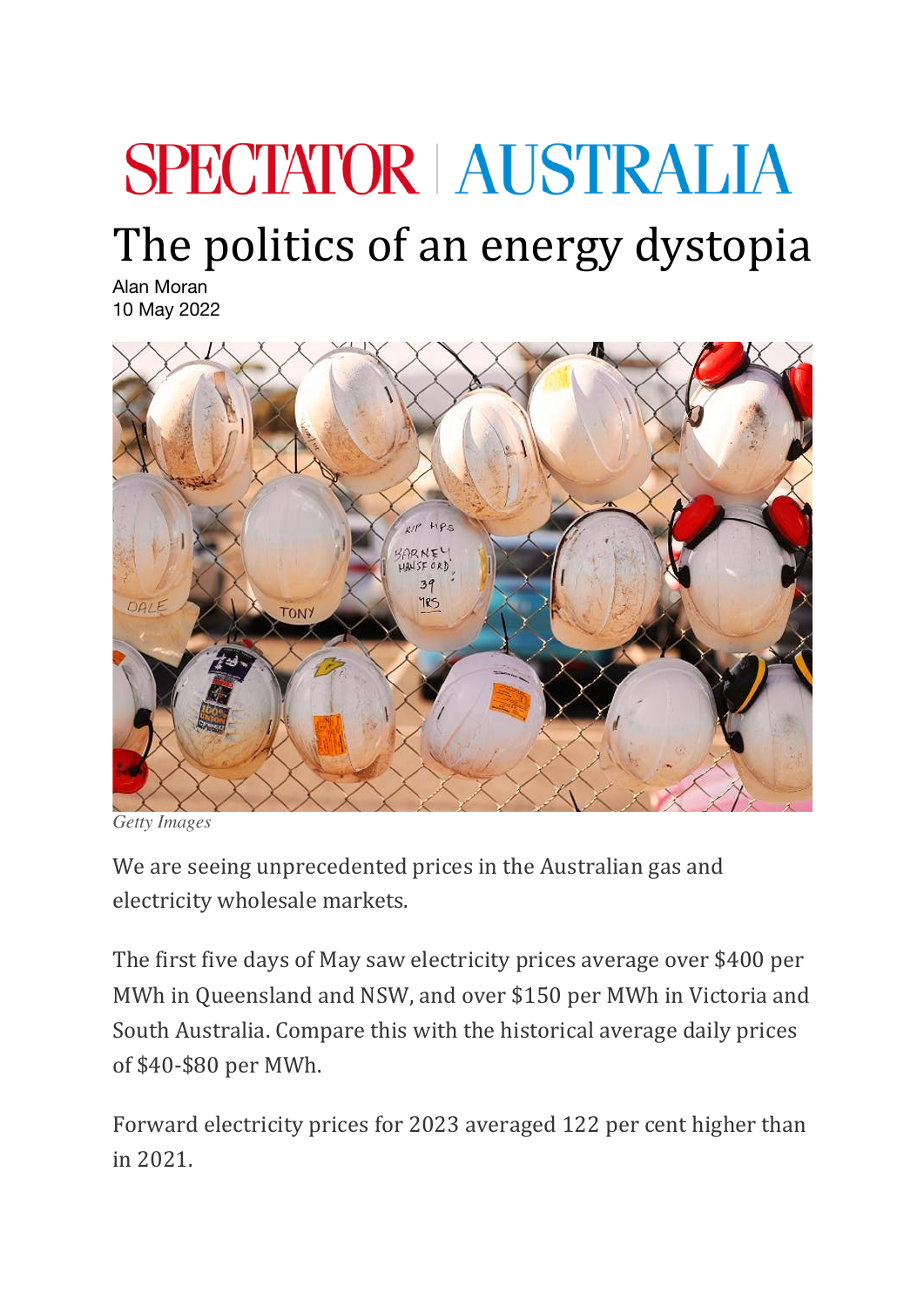SPECTATOR | AUSTRALIA

# The politics of an energy dystopia

Alan Moran
10 May 2022

*Getty Images*

We are seeing unprecedented prices in the Australian gas and electricity wholesale markets.

The first five days of May saw electricity prices average over $400 per MWh in Queensland and NSW, and over $150 per MWh in Victoria and South Australia. Compare this with the historical average daily prices of $40-$80 per MWh.

Forward electricity prices for 2023 averaged 122 per cent higher than in 2021.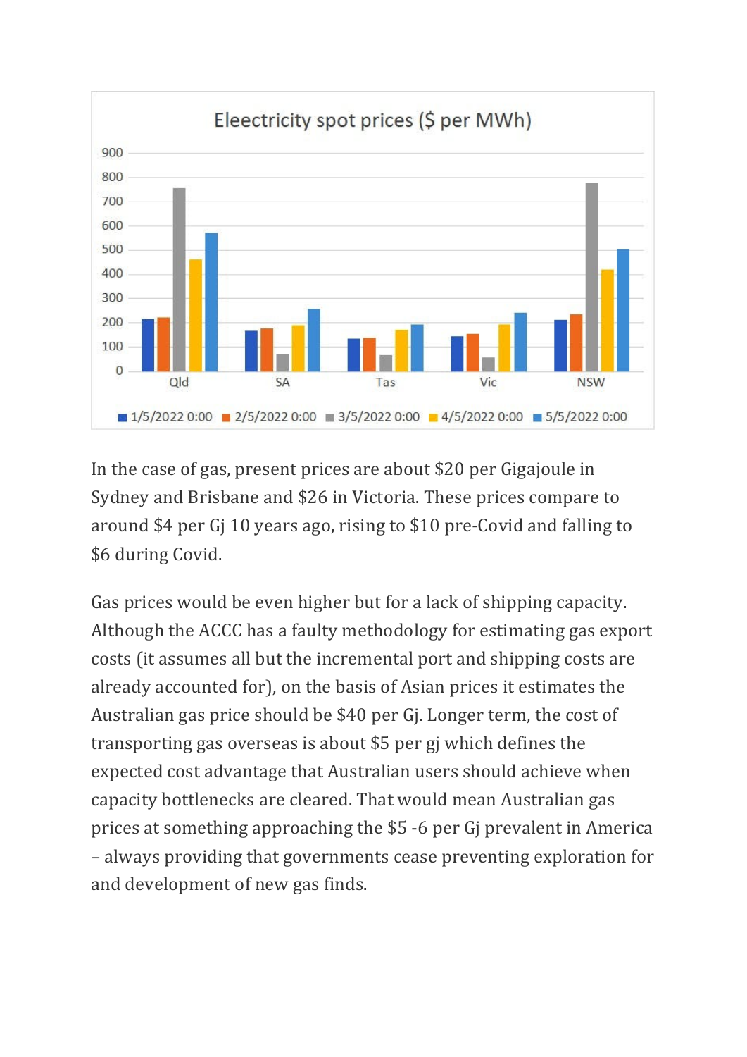Eleectricity spot prices ($ per MWh)

In the case of gas, present prices are about $20 per Gigajoule in Sydney and Brisbane and $26 in Victoria. These prices compare to around $4 per Gj 10 years ago, rising to $10 pre-Covid and falling to $6 during Covid.

Gas prices would be even higher but for a lack of shipping capacity. Although the ACCC has a faulty methodology for estimating gas export costs (it assumes all but the incremental port and shipping costs are already accounted for), on the basis of Asian prices it estimates the Australian gas price should be $40 per Gj. Longer term, the cost of transporting gas overseas is about $5 per gj which defines the expected cost advantage that Australian users should achieve when capacity bottlenecks are cleared. That would mean Australian gas prices at something approaching the $5 -6 per Gj prevalent in America – always providing that governments cease preventing exploration for and development of new gas finds.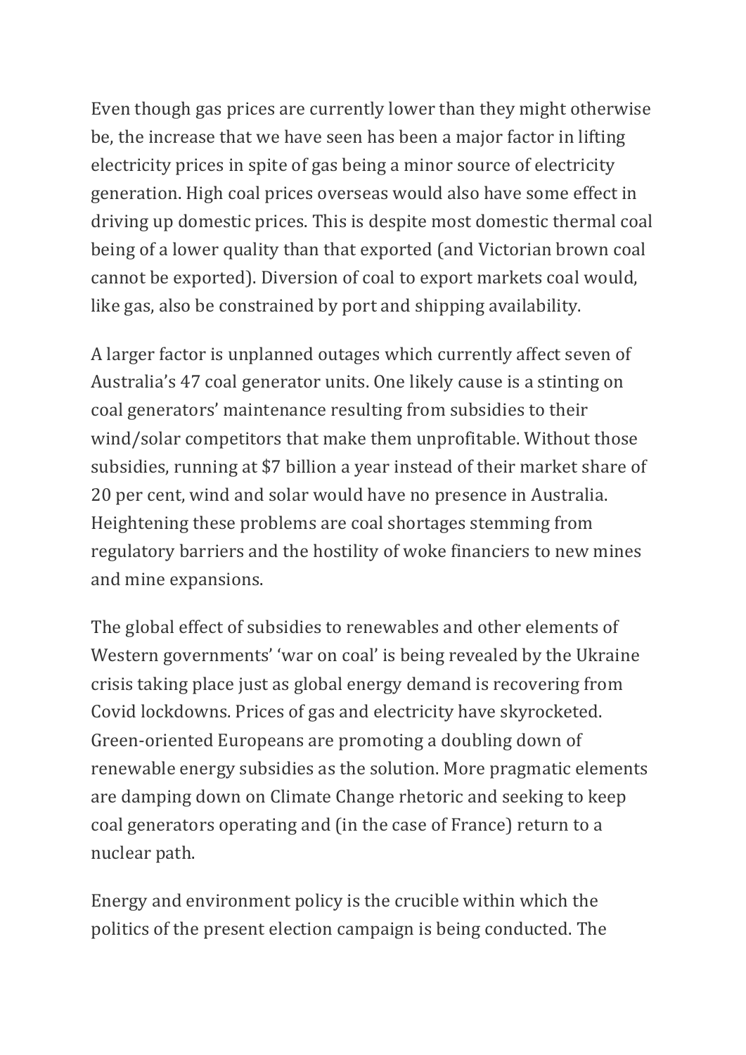Even though gas prices are currently lower than they might otherwise be, the increase that we have seen has been a major factor in lifting electricity prices in spite of gas being a minor source of electricity generation. High coal prices overseas would also have some effect in driving up domestic prices. This is despite most domestic thermal coal being of a lower quality than that exported (and Victorian brown coal cannot be exported). Diversion of coal to export markets coal would, like gas, also be constrained by port and shipping availability.

A larger factor is unplanned outages which currently affect seven of Australia's 47 coal generator units. One likely cause is a stinting on coal generators' maintenance resulting from subsidies to their wind/solar competitors that make them unprofitable. Without those subsidies, running at $7 billion a year instead of their market share of 20 per cent, wind and solar would have no presence in Australia. Heightening these problems are coal shortages stemming from regulatory barriers and the hostility of woke financiers to new mines and mine expansions.

The global effect of subsidies to renewables and other elements of Western governments' 'war on coal' is being revealed by the Ukraine crisis taking place just as global energy demand is recovering from Covid lockdowns. Prices of gas and electricity have skyrocketed. Green-oriented Europeans are promoting a doubling down of renewable energy subsidies as the solution. More pragmatic elements are damping down on Climate Change rhetoric and seeking to keep coal generators operating and (in the case of France) return to a nuclear path.

Energy and environment policy is the crucible within which the politics of the present election campaign is being conducted. The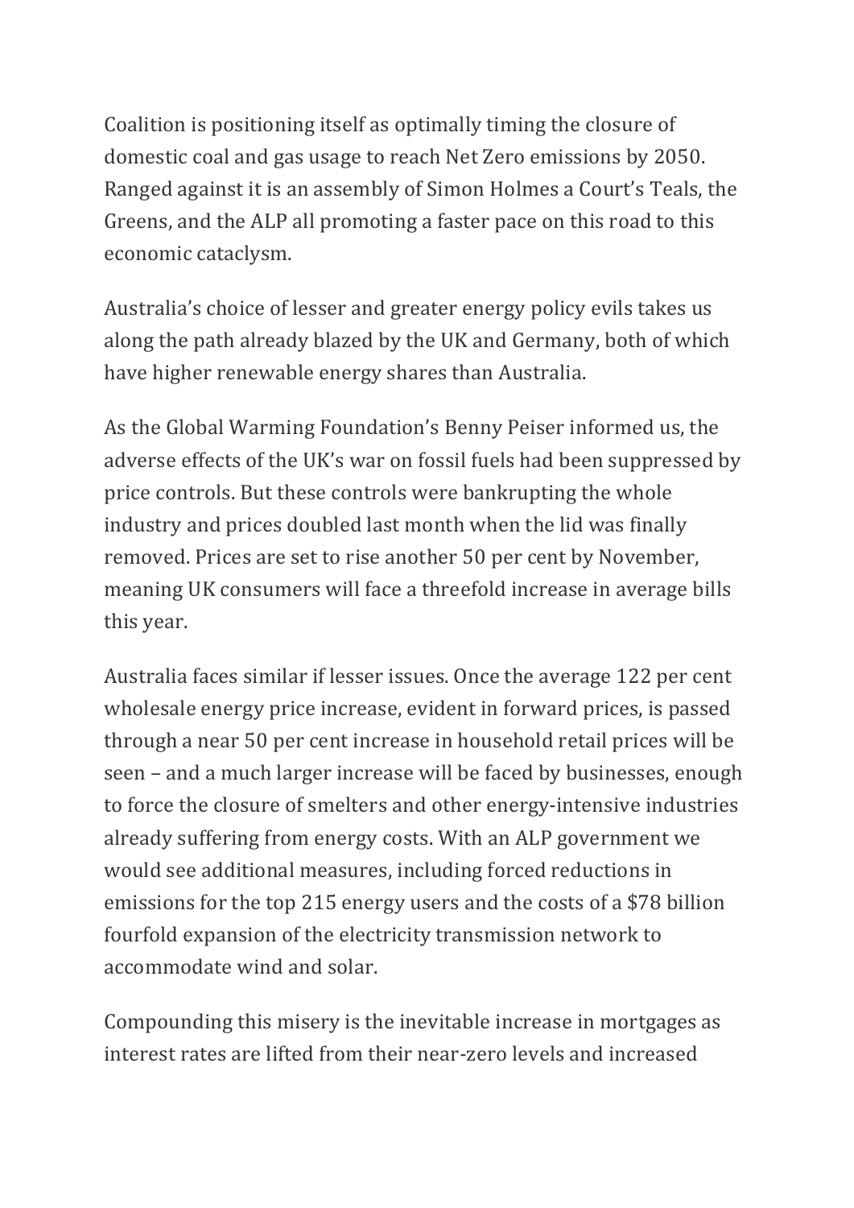Coalition is positioning itself as optimally timing the closure of domestic coal and gas usage to reach Net Zero emissions by 2050. Ranged against it is an assembly of Simon Holmes a Court's Teals, the Greens, and the ALP all promoting a faster pace on this road to this economic cataclysm.

Australia's choice of lesser and greater energy policy evils takes us along the path already blazed by the UK and Germany, both of which have higher renewable energy shares than Australia.

As the Global Warming Foundation's Benny Peiser informed us, the adverse effects of the UK's war on fossil fuels had been suppressed by price controls. But these controls were bankrupting the whole industry and prices doubled last month when the lid was finally removed. Prices are set to rise another 50 per cent by November, meaning UK consumers will face a threefold increase in average bills this year.

Australia faces similar if lesser issues. Once the average 122 per cent wholesale energy price increase, evident in forward prices, is passed through a near 50 per cent increase in household retail prices will be seen – and a much larger increase will be faced by businesses, enough to force the closure of smelters and other energy-intensive industries already suffering from energy costs. With an ALP government we would see additional measures, including forced reductions in emissions for the top 215 energy users and the costs of a $78 billion fourfold expansion of the electricity transmission network to accommodate wind and solar.

Compounding this misery is the inevitable increase in mortgages as interest rates are lifted from their near-zero levels and increased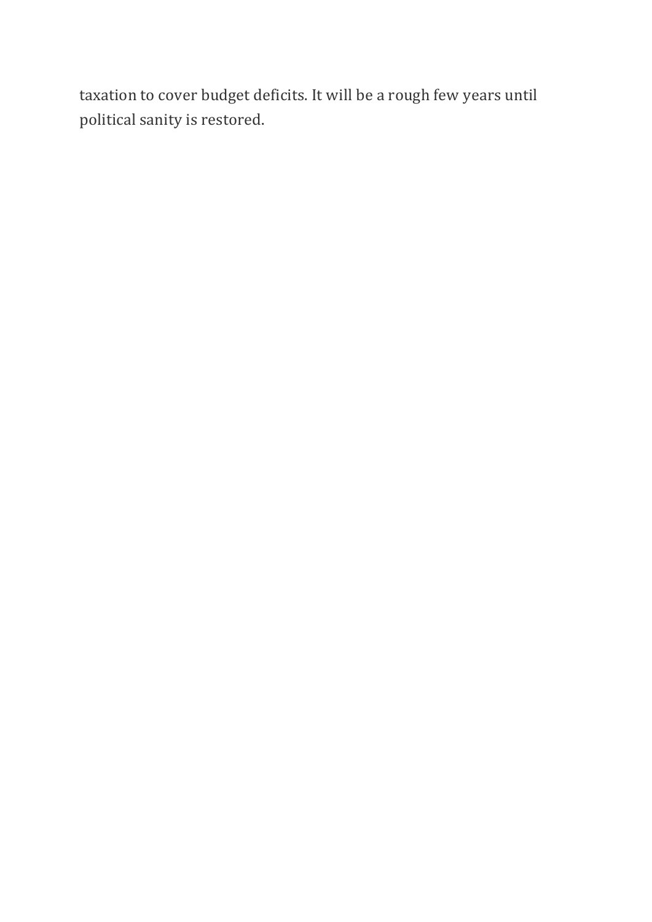taxation to cover budget deficits. It will be a rough few years until political sanity is restored.